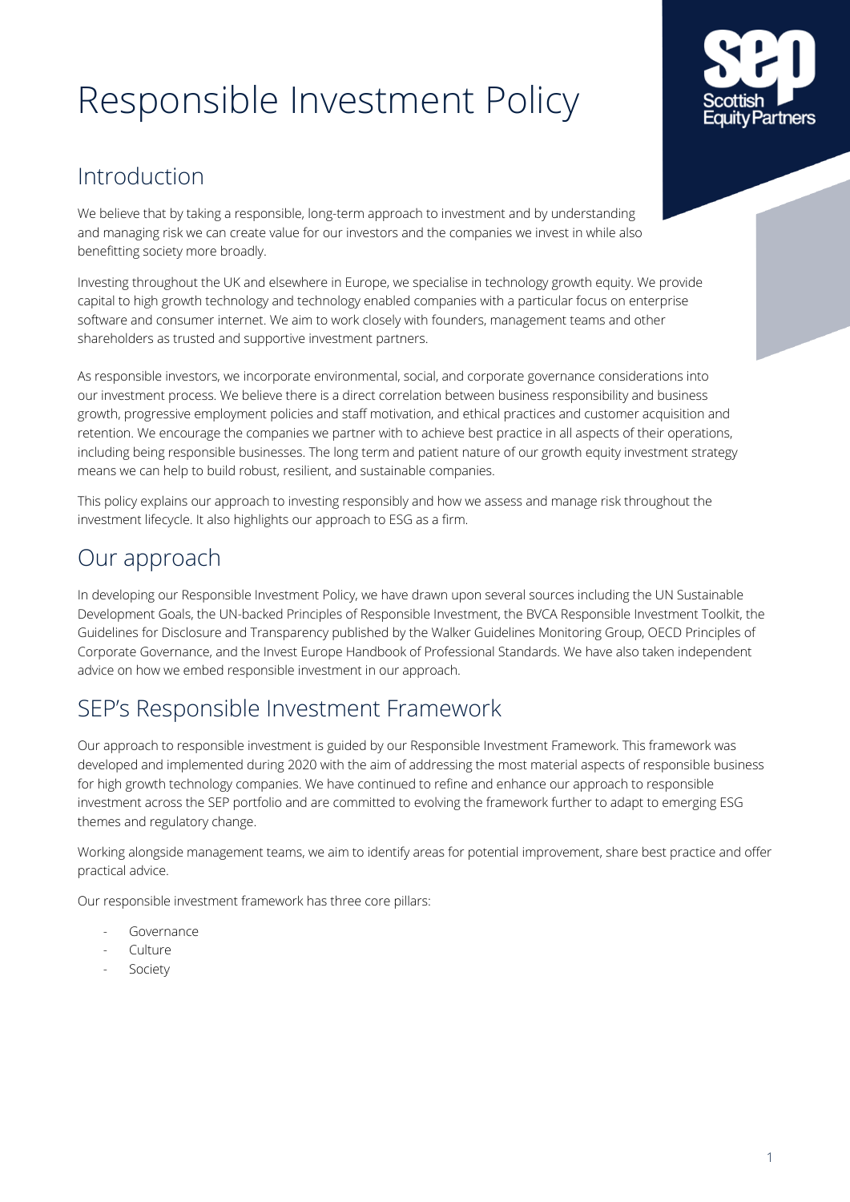# Responsible Investment Policy

## Introduction

We believe that by taking a responsible, long-term approach to investment and by understanding and managing risk we can create value for our investors and the companies we invest in while also benefitting society more broadly.

Investing throughout the UK and elsewhere in Europe, we specialise in technology growth equity. We provide capital to high growth technology and technology enabled companies with a particular focus on enterprise software and consumer internet. We aim to work closely with founders, management teams and other shareholders as trusted and supportive investment partners.

As responsible investors, we incorporate environmental, social, and corporate governance considerations into our investment process. We believe there is a direct correlation between business responsibility and business growth, progressive employment policies and staff motivation, and ethical practices and customer acquisition and retention. We encourage the companies we partner with to achieve best practice in all aspects of their operations, including being responsible businesses. The long term and patient nature of our growth equity investment strategy means we can help to build robust, resilient, and sustainable companies.

This policy explains our approach to investing responsibly and how we assess and manage risk throughout the investment lifecycle. It also highlights our approach to ESG as a firm.

## Our approach

In developing our Responsible Investment Policy, we have drawn upon several sources including the UN Sustainable Development Goals, the UN-backed Principles of Responsible Investment, the BVCA Responsible Investment Toolkit, the Guidelines for Disclosure and Transparency published by the Walker Guidelines Monitoring Group, OECD Principles of Corporate Governance, and the Invest Europe Handbook of Professional Standards. We have also taken independent advice on how we embed responsible investment in our approach.

## SEP's Responsible Investment Framework

Our approach to responsible investment is guided by our Responsible Investment Framework. This framework was developed and implemented during 2020 with the aim of addressing the most material aspects of responsible business for high growth technology companies. We have continued to refine and enhance our approach to responsible investment across the SEP portfolio and are committed to evolving the framework further to adapt to emerging ESG themes and regulatory change.

Working alongside management teams, we aim to identify areas for potential improvement, share best practice and offer practical advice.

Our responsible investment framework has three core pillars:

- Governance
- Culture
- Society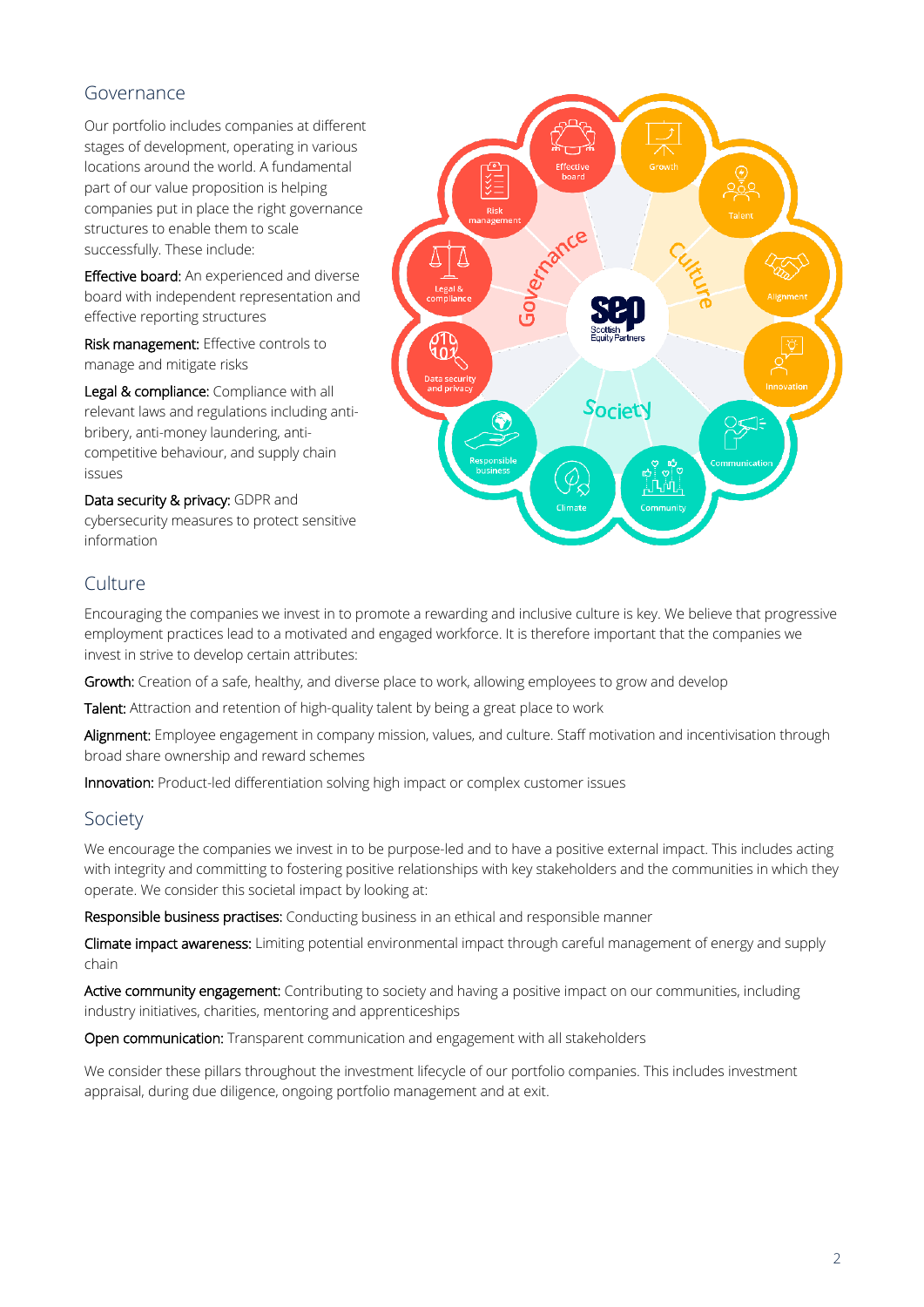## Governance

Our portfolio includes companies at different stages of development, operating in various locations around the world. A fundamental part of our value proposition is helping companies put in place the right governance structures to enable them to scale successfully. These include:

Effective board: An experienced and diverse board with independent representation and effective reporting structures

Risk management: Effective controls to manage and mitigate risks

Legal & compliance: Compliance with all relevant laws and regulations including anti-bribery, anti-money laundering, anti-competitive behaviour, and supply chain issues

Data security & privacy: GDPR and cybersecurity measures to protect sensitive information

## Culture

Encouraging the companies we invest in to promote a rewarding and inclusive culture is key. We believe that progressive employment practices lead to a motivated and engaged workforce. It is therefore important that the companies we invest in strive to develop certain attributes:

Growth: Creation of a safe, healthy, and diverse place to work, allowing employees to grow and develop

Talent: Attraction and retention of high-quality talent by being a great place to work

Alignment: Employee engagement in company mission, values, and culture. Staff motivation and incentivisation through broad share ownership and reward schemes

Innovation: Product-led differentiation solving high impact or complex customer issues

## Society

We encourage the companies we invest in to be purpose-led and to have a positive external impact. This includes acting with integrity and committing to fostering positive relationships with key stakeholders and the communities in which they operate. We consider this societal impact by looking at:

Responsible business practises: Conducting business in an ethical and responsible manner

Climate impact awareness: Limiting potential environmental impact through careful management of energy and supply chain

Active community engagement: Contributing to society and having a positive impact on our communities, including industry initiatives, charities, mentoring and apprenticeships

Open communication: Transparent communication and engagement with all stakeholders

We consider these pillars throughout the investment lifecycle of our portfolio companies. This includes investment appraisal, during due diligence, ongoing portfolio management and at exit.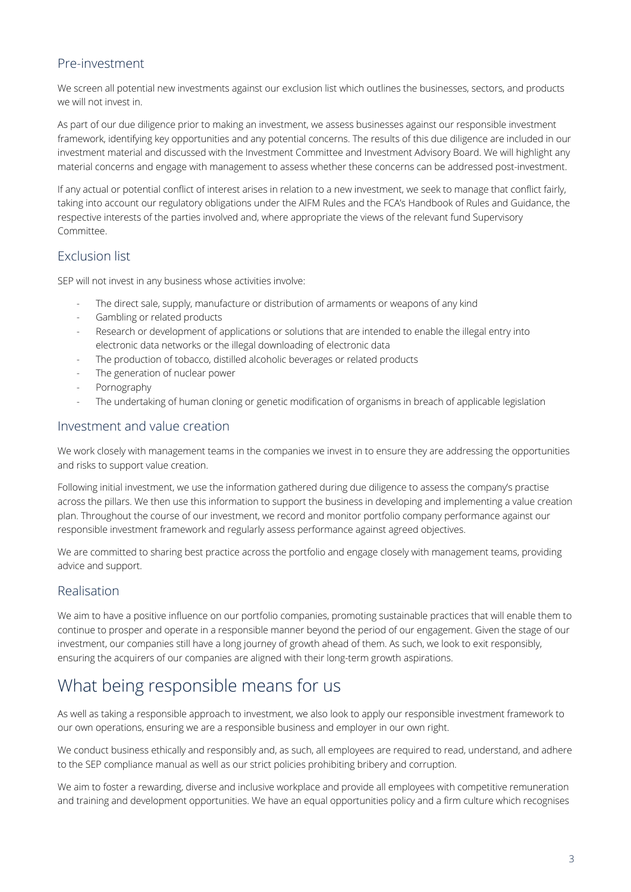## Pre-investment

We screen all potential new investments against our exclusion list which outlines the businesses, sectors, and products we will not invest in.

As part of our due diligence prior to making an investment, we assess businesses against our responsible investment framework, identifying key opportunities and any potential concerns. The results of this due diligence are included in our investment material and discussed with the Investment Committee and Investment Advisory Board. We will highlight any material concerns and engage with management to assess whether these concerns can be addressed post-investment.

If any actual or potential conflict of interest arises in relation to a new investment, we seek to manage that conflict fairly, taking into account our regulatory obligations under the AIFM Rules and the FCA's Handbook of Rules and Guidance, the respective interests of the parties involved and, where appropriate the views of the relevant fund Supervisory Committee.

## Exclusion list

SEP will not invest in any business whose activities involve:

- The direct sale, supply, manufacture or distribution of armaments or weapons of any kind
- Gambling or related products
- Research or development of applications or solutions that are intended to enable the illegal entry into electronic data networks or the illegal downloading of electronic data
- The production of tobacco, distilled alcoholic beverages or related products
- The generation of nuclear power
- Pornography
- The undertaking of human cloning or genetic modification of organisms in breach of applicable legislation

## Investment and value creation

We work closely with management teams in the companies we invest in to ensure they are addressing the opportunities and risks to support value creation.

Following initial investment, we use the information gathered during due diligence to assess the company's practise across the pillars. We then use this information to support the business in developing and implementing a value creation plan. Throughout the course of our investment, we record and monitor portfolio company performance against our responsible investment framework and regularly assess performance against agreed objectives.

We are committed to sharing best practice across the portfolio and engage closely with management teams, providing advice and support.

## Realisation

We aim to have a positive influence on our portfolio companies, promoting sustainable practices that will enable them to continue to prosper and operate in a responsible manner beyond the period of our engagement. Given the stage of our investment, our companies still have a long journey of growth ahead of them. As such, we look to exit responsibly, ensuring the acquirers of our companies are aligned with their long-term growth aspirations.

# What being responsible means for us

As well as taking a responsible approach to investment, we also look to apply our responsible investment framework to our own operations, ensuring we are a responsible business and employer in our own right.

We conduct business ethically and responsibly and, as such, all employees are required to read, understand, and adhere to the SEP compliance manual as well as our strict policies prohibiting bribery and corruption.

We aim to foster a rewarding, diverse and inclusive workplace and provide all employees with competitive remuneration and training and development opportunities. We have an equal opportunities policy and a firm culture which recognises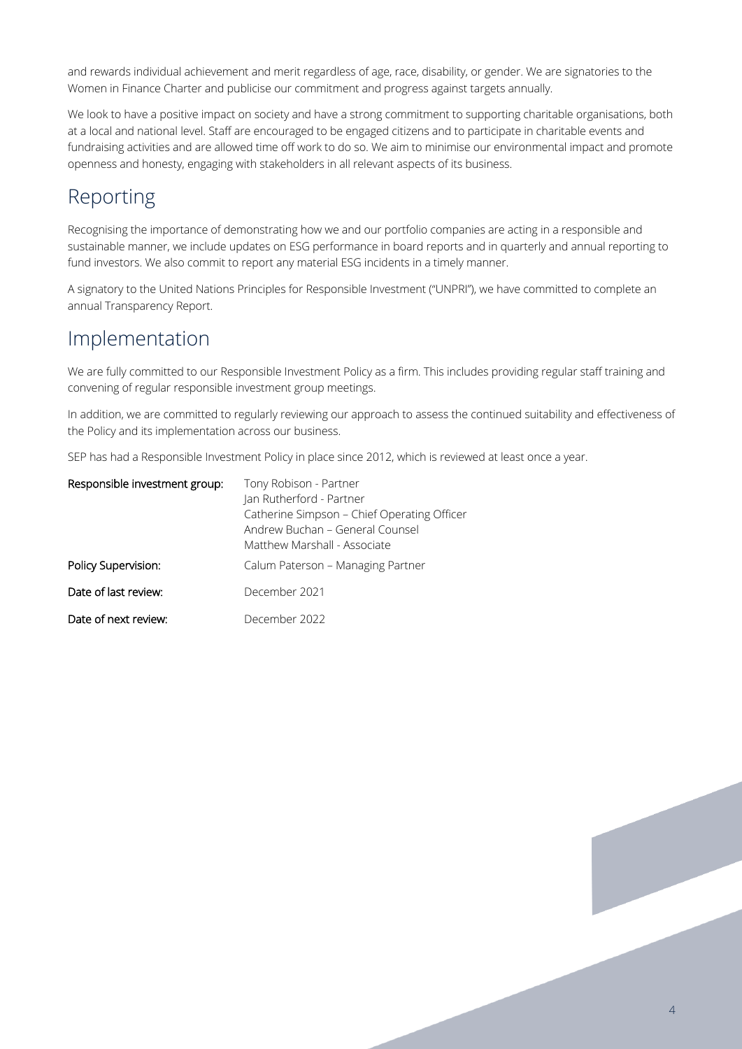and rewards individual achievement and merit regardless of age, race, disability, or gender. We are signatories to the Women in Finance Charter and publicise our commitment and progress against targets annually.

We look to have a positive impact on society and have a strong commitment to supporting charitable organisations, both at a local and national level. Staff are encouraged to be engaged citizens and to participate in charitable events and fundraising activities and are allowed time off work to do so. We aim to minimise our environmental impact and promote openness and honesty, engaging with stakeholders in all relevant aspects of its business.

## Reporting

Recognising the importance of demonstrating how we and our portfolio companies are acting in a responsible and sustainable manner, we include updates on ESG performance in board reports and in quarterly and annual reporting to fund investors. We also commit to report any material ESG incidents in a timely manner.

A signatory to the United Nations Principles for Responsible Investment ("UNPRI"), we have committed to complete an annual Transparency Report.

## Implementation

We are fully committed to our Responsible Investment Policy as a firm. This includes providing regular staff training and convening of regular responsible investment group meetings.

In addition, we are committed to regularly reviewing our approach to assess the continued suitability and effectiveness of the Policy and its implementation across our business.

SEP has had a Responsible Investment Policy in place since 2012, which is reviewed at least once a year.

| | |
|---|---|
| **Responsible investment group:** | Tony Robison - Partner<br>Jan Rutherford - Partner<br>Catherine Simpson – Chief Operating Officer<br>Andrew Buchan – General Counsel<br>Matthew Marshall - Associate |
| **Policy Supervision:** | Calum Paterson – Managing Partner |
| **Date of last review:** | December 2021 |
| **Date of next review:** | December 2022 |